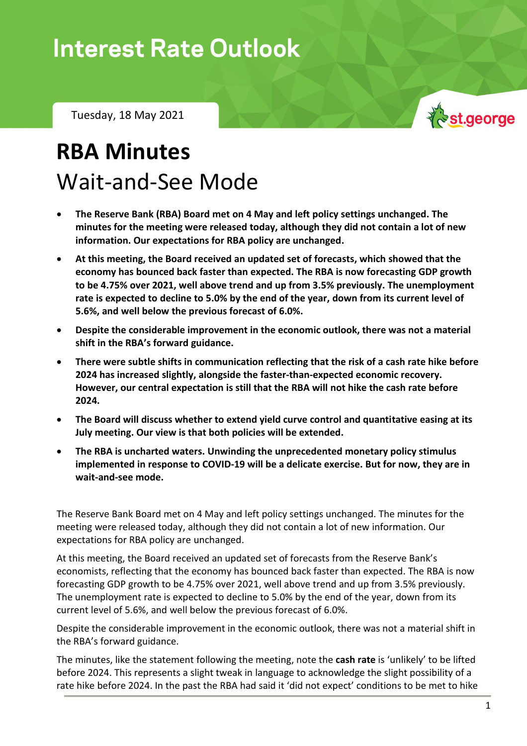# Interest Rate Outlook

Tuesday, 18 May 2021

st.george

# RBA Minutes
## Wait-and-See Mode

- **The Reserve Bank (RBA) Board met on 4 May and left policy settings unchanged. The minutes for the meeting were released today, although they did not contain a lot of new information. Our expectations for RBA policy are unchanged.**
- **At this meeting, the Board received an updated set of forecasts, which showed that the economy has bounced back faster than expected. The RBA is now forecasting GDP growth to be 4.75% over 2021, well above trend and up from 3.5% previously. The unemployment rate is expected to decline to 5.0% by the end of the year, down from its current level of 5.6%, and well below the previous forecast of 6.0%.**
- **Despite the considerable improvement in the economic outlook, there was not a material shift in the RBA's forward guidance.**
- **There were subtle shifts in communication reflecting that the risk of a cash rate hike before 2024 has increased slightly, alongside the faster-than-expected economic recovery. However, our central expectation is still that the RBA will not hike the cash rate before 2024.**
- **The Board will discuss whether to extend yield curve control and quantitative easing at its July meeting. Our view is that both policies will be extended.**
- **The RBA is uncharted waters. Unwinding the unprecedented monetary policy stimulus implemented in response to COVID-19 will be a delicate exercise. But for now, they are in wait-and-see mode.**

The Reserve Bank Board met on 4 May and left policy settings unchanged. The minutes for the meeting were released today, although they did not contain a lot of new information. Our expectations for RBA policy are unchanged.

At this meeting, the Board received an updated set of forecasts from the Reserve Bank's economists, reflecting that the economy has bounced back faster than expected. The RBA is now forecasting GDP growth to be 4.75% over 2021, well above trend and up from 3.5% previously. The unemployment rate is expected to decline to 5.0% by the end of the year, down from its current level of 5.6%, and well below the previous forecast of 6.0%.

Despite the considerable improvement in the economic outlook, there was not a material shift in the RBA's forward guidance.

The minutes, like the statement following the meeting, note the **cash rate** is 'unlikely' to be lifted before 2024. This represents a slight tweak in language to acknowledge the slight possibility of a rate hike before 2024. In the past the RBA had said it 'did not expect' conditions to be met to hike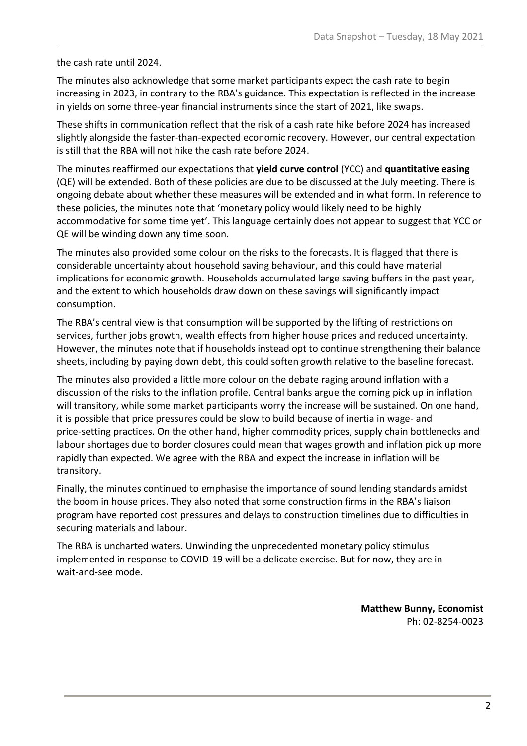the cash rate until 2024.

The minutes also acknowledge that some market participants expect the cash rate to begin increasing in 2023, in contrary to the RBA's guidance. This expectation is reflected in the increase in yields on some three-year financial instruments since the start of 2021, like swaps.

These shifts in communication reflect that the risk of a cash rate hike before 2024 has increased slightly alongside the faster-than-expected economic recovery. However, our central expectation is still that the RBA will not hike the cash rate before 2024.

The minutes reaffirmed our expectations that **yield curve control** (YCC) and **quantitative easing** (QE) will be extended. Both of these policies are due to be discussed at the July meeting. There is ongoing debate about whether these measures will be extended and in what form. In reference to these policies, the minutes note that 'monetary policy would likely need to be highly accommodative for some time yet'. This language certainly does not appear to suggest that YCC or QE will be winding down any time soon.

The minutes also provided some colour on the risks to the forecasts. It is flagged that there is considerable uncertainty about household saving behaviour, and this could have material implications for economic growth. Households accumulated large saving buffers in the past year, and the extent to which households draw down on these savings will significantly impact consumption.

The RBA's central view is that consumption will be supported by the lifting of restrictions on services, further jobs growth, wealth effects from higher house prices and reduced uncertainty. However, the minutes note that if households instead opt to continue strengthening their balance sheets, including by paying down debt, this could soften growth relative to the baseline forecast.

The minutes also provided a little more colour on the debate raging around inflation with a discussion of the risks to the inflation profile. Central banks argue the coming pick up in inflation will transitory, while some market participants worry the increase will be sustained. On one hand, it is possible that price pressures could be slow to build because of inertia in wage- and price-setting practices. On the other hand, higher commodity prices, supply chain bottlenecks and labour shortages due to border closures could mean that wages growth and inflation pick up more rapidly than expected. We agree with the RBA and expect the increase in inflation will be transitory.

Finally, the minutes continued to emphasise the importance of sound lending standards amidst the boom in house prices. They also noted that some construction firms in the RBA's liaison program have reported cost pressures and delays to construction timelines due to difficulties in securing materials and labour.

The RBA is uncharted waters. Unwinding the unprecedented monetary policy stimulus implemented in response to COVID-19 will be a delicate exercise. But for now, they are in wait-and-see mode.

**Matthew Bunny, Economist**
Ph: 02-8254-0023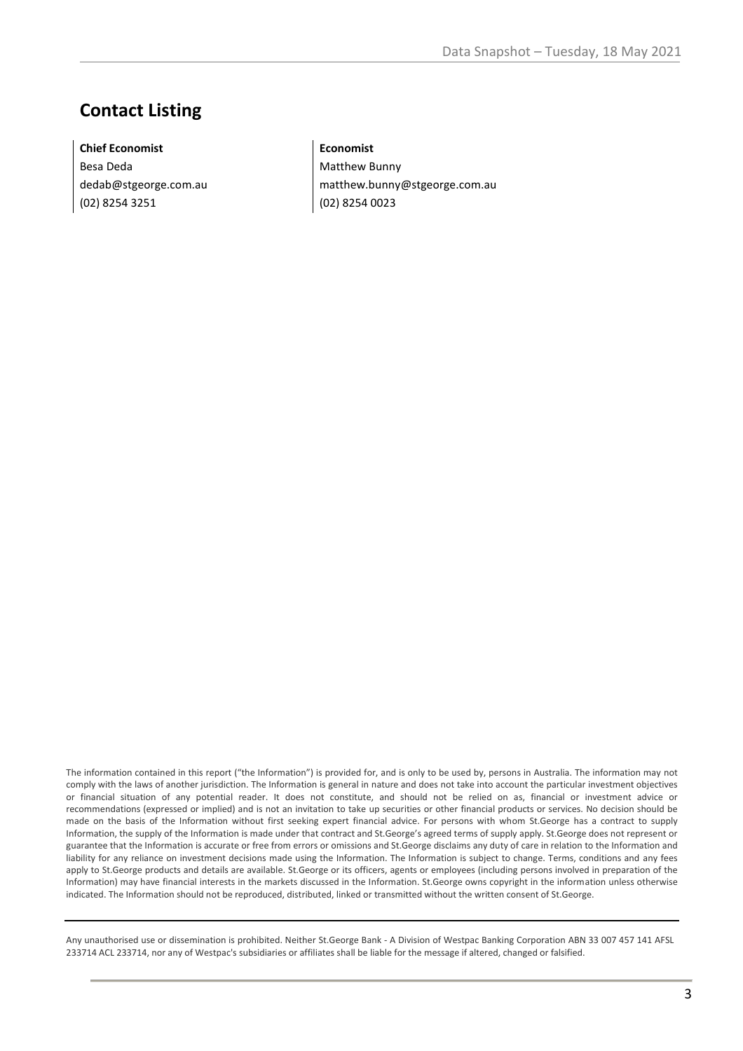## Contact Listing

**Chief Economist**
Besa Deda
dedab@stgeorge.com.au
(02) 8254 3251

**Economist**
Matthew Bunny
matthew.bunny@stgeorge.com.au
(02) 8254 0023

The information contained in this report ("the Information") is provided for, and is only to be used by, persons in Australia. The information may not comply with the laws of another jurisdiction. The Information is general in nature and does not take into account the particular investment objectives or financial situation of any potential reader. It does not constitute, and should not be relied on as, financial or investment advice or recommendations (expressed or implied) and is not an invitation to take up securities or other financial products or services. No decision should be made on the basis of the Information without first seeking expert financial advice. For persons with whom St.George has a contract to supply Information, the supply of the Information is made under that contract and St.George's agreed terms of supply apply. St.George does not represent or guarantee that the Information is accurate or free from errors or omissions and St.George disclaims any duty of care in relation to the Information and liability for any reliance on investment decisions made using the Information. The Information is subject to change. Terms, conditions and any fees apply to St.George products and details are available. St.George or its officers, agents or employees (including persons involved in preparation of the Information) may have financial interests in the markets discussed in the Information. St.George owns copyright in the information unless otherwise indicated. The Information should not be reproduced, distributed, linked or transmitted without the written consent of St.George.

Any unauthorised use or dissemination is prohibited. Neither St.George Bank - A Division of Westpac Banking Corporation ABN 33 007 457 141 AFSL 233714 ACL 233714, nor any of Westpac's subsidiaries or affiliates shall be liable for the message if altered, changed or falsified.